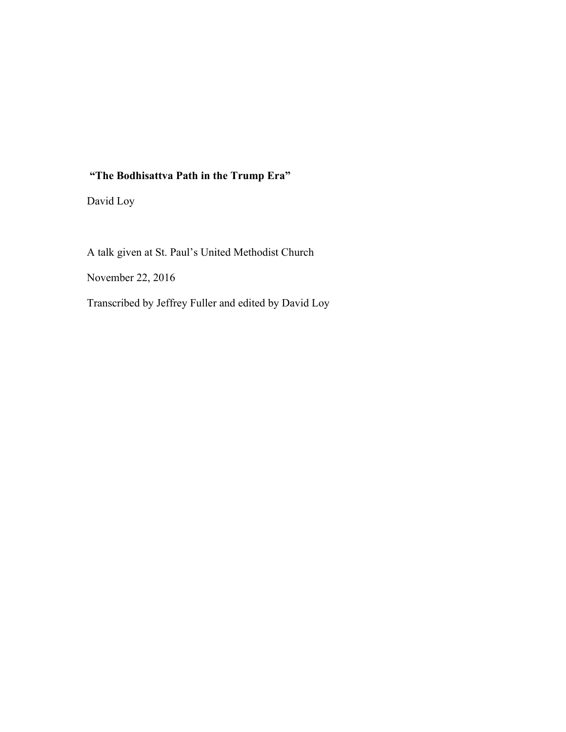# "The Bodhisattva Path in the Trump Era"

David Loy

A talk given at St. Paul's United Methodist Church

November 22, 2016

Transcribed by Jeffrey Fuller and edited by David Loy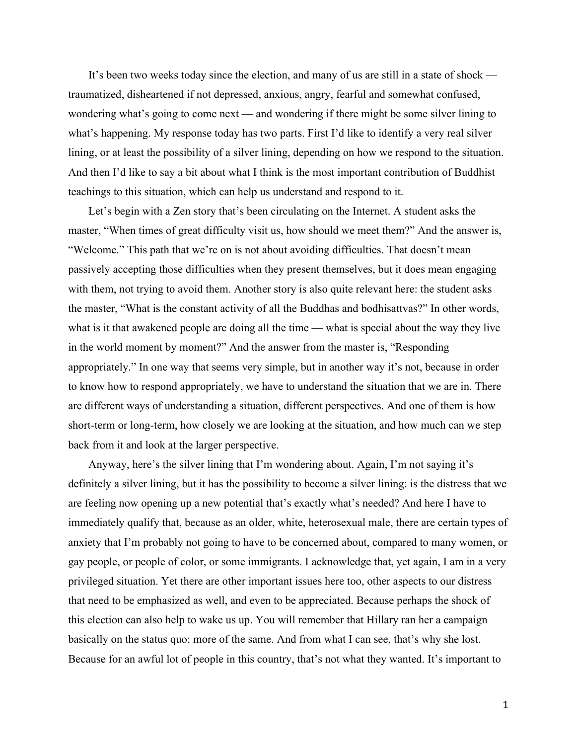It's been two weeks today since the election, and many of us are still in a state of shock — traumatized, disheartened if not depressed, anxious, angry, fearful and somewhat confused, wondering what's going to come next — and wondering if there might be some silver lining to what's happening. My response today has two parts. First I'd like to identify a very real silver lining, or at least the possibility of a silver lining, depending on how we respond to the situation. And then I'd like to say a bit about what I think is the most important contribution of Buddhist teachings to this situation, which can help us understand and respond to it.

Let's begin with a Zen story that's been circulating on the Internet. A student asks the master, "When times of great difficulty visit us, how should we meet them?" And the answer is, "Welcome." This path that we're on is not about avoiding difficulties. That doesn't mean passively accepting those difficulties when they present themselves, but it does mean engaging with them, not trying to avoid them. Another story is also quite relevant here: the student asks the master, "What is the constant activity of all the Buddhas and bodhisattvas?" In other words, what is it that awakened people are doing all the time — what is special about the way they live in the world moment by moment?" And the answer from the master is, "Responding appropriately." In one way that seems very simple, but in another way it's not, because in order to know how to respond appropriately, we have to understand the situation that we are in. There are different ways of understanding a situation, different perspectives. And one of them is how short-term or long-term, how closely we are looking at the situation, and how much can we step back from it and look at the larger perspective.

Anyway, here's the silver lining that I'm wondering about. Again, I'm not saying it's definitely a silver lining, but it has the possibility to become a silver lining: is the distress that we are feeling now opening up a new potential that's exactly what's needed? And here I have to immediately qualify that, because as an older, white, heterosexual male, there are certain types of anxiety that I'm probably not going to have to be concerned about, compared to many women, or gay people, or people of color, or some immigrants. I acknowledge that, yet again, I am in a very privileged situation. Yet there are other important issues here too, other aspects to our distress that need to be emphasized as well, and even to be appreciated. Because perhaps the shock of this election can also help to wake us up. You will remember that Hillary ran her a campaign basically on the status quo: more of the same. And from what I can see, that's why she lost. Because for an awful lot of people in this country, that's not what they wanted. It's important to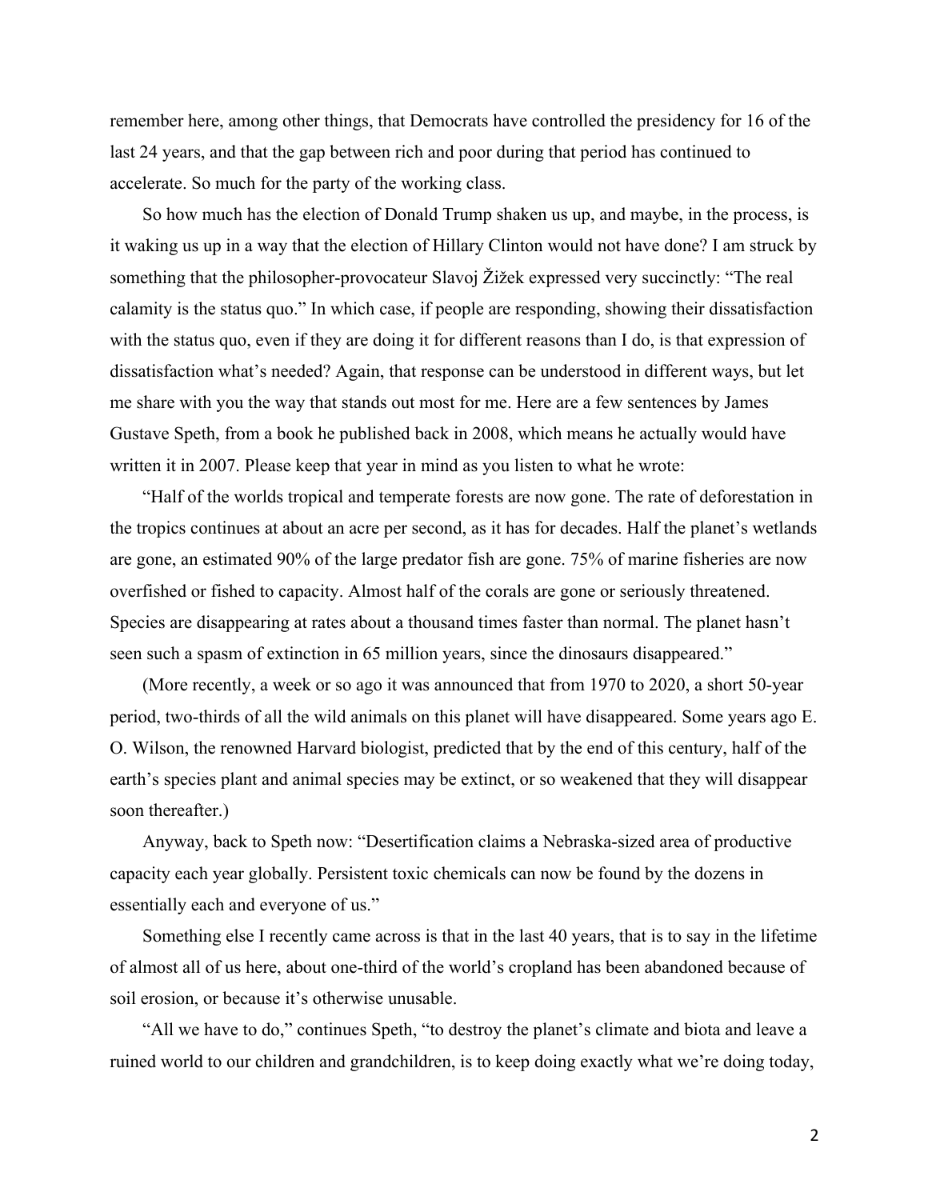remember here, among other things, that Democrats have controlled the presidency for 16 of the last 24 years, and that the gap between rich and poor during that period has continued to accelerate. So much for the party of the working class.

So how much has the election of Donald Trump shaken us up, and maybe, in the process, is it waking us up in a way that the election of Hillary Clinton would not have done? I am struck by something that the philosopher-provocateur Slavoj Žižek expressed very succinctly: "The real calamity is the status quo." In which case, if people are responding, showing their dissatisfaction with the status quo, even if they are doing it for different reasons than I do, is that expression of dissatisfaction what's needed? Again, that response can be understood in different ways, but let me share with you the way that stands out most for me. Here are a few sentences by James Gustave Speth, from a book he published back in 2008, which means he actually would have written it in 2007. Please keep that year in mind as you listen to what he wrote:

"Half of the worlds tropical and temperate forests are now gone. The rate of deforestation in the tropics continues at about an acre per second, as it has for decades. Half the planet's wetlands are gone, an estimated 90% of the large predator fish are gone. 75% of marine fisheries are now overfished or fished to capacity. Almost half of the corals are gone or seriously threatened. Species are disappearing at rates about a thousand times faster than normal. The planet hasn't seen such a spasm of extinction in 65 million years, since the dinosaurs disappeared."

(More recently, a week or so ago it was announced that from 1970 to 2020, a short 50-year period, two-thirds of all the wild animals on this planet will have disappeared. Some years ago E. O. Wilson, the renowned Harvard biologist, predicted that by the end of this century, half of the earth's species plant and animal species may be extinct, or so weakened that they will disappear soon thereafter.)

Anyway, back to Speth now: "Desertification claims a Nebraska-sized area of productive capacity each year globally. Persistent toxic chemicals can now be found by the dozens in essentially each and everyone of us."

Something else I recently came across is that in the last 40 years, that is to say in the lifetime of almost all of us here, about one-third of the world's cropland has been abandoned because of soil erosion, or because it's otherwise unusable.

"All we have to do," continues Speth, "to destroy the planet's climate and biota and leave a ruined world to our children and grandchildren, is to keep doing exactly what we're doing today,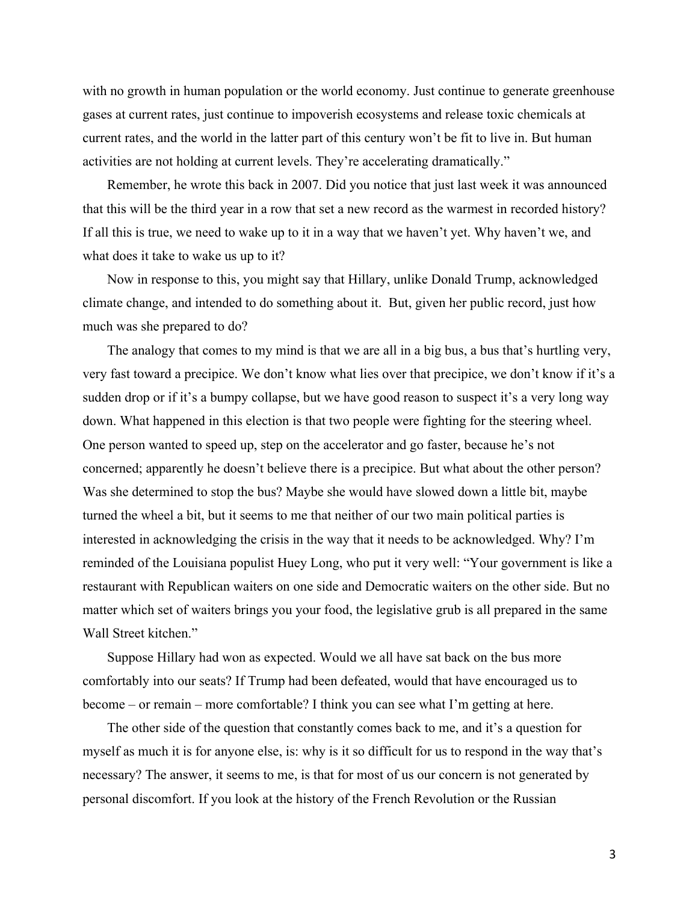with no growth in human population or the world economy. Just continue to generate greenhouse gases at current rates, just continue to impoverish ecosystems and release toxic chemicals at current rates, and the world in the latter part of this century won't be fit to live in. But human activities are not holding at current levels. They're accelerating dramatically."

Remember, he wrote this back in 2007. Did you notice that just last week it was announced that this will be the third year in a row that set a new record as the warmest in recorded history? If all this is true, we need to wake up to it in a way that we haven't yet. Why haven't we, and what does it take to wake us up to it?

Now in response to this, you might say that Hillary, unlike Donald Trump, acknowledged climate change, and intended to do something about it. But, given her public record, just how much was she prepared to do?

The analogy that comes to my mind is that we are all in a big bus, a bus that's hurtling very, very fast toward a precipice. We don't know what lies over that precipice, we don't know if it's a sudden drop or if it's a bumpy collapse, but we have good reason to suspect it's a very long way down. What happened in this election is that two people were fighting for the steering wheel. One person wanted to speed up, step on the accelerator and go faster, because he's not concerned; apparently he doesn't believe there is a precipice. But what about the other person? Was she determined to stop the bus? Maybe she would have slowed down a little bit, maybe turned the wheel a bit, but it seems to me that neither of our two main political parties is interested in acknowledging the crisis in the way that it needs to be acknowledged. Why? I'm reminded of the Louisiana populist Huey Long, who put it very well: "Your government is like a restaurant with Republican waiters on one side and Democratic waiters on the other side. But no matter which set of waiters brings you your food, the legislative grub is all prepared in the same Wall Street kitchen."

Suppose Hillary had won as expected. Would we all have sat back on the bus more comfortably into our seats? If Trump had been defeated, would that have encouraged us to become – or remain – more comfortable? I think you can see what I'm getting at here.

The other side of the question that constantly comes back to me, and it's a question for myself as much it is for anyone else, is: why is it so difficult for us to respond in the way that's necessary? The answer, it seems to me, is that for most of us our concern is not generated by personal discomfort. If you look at the history of the French Revolution or the Russian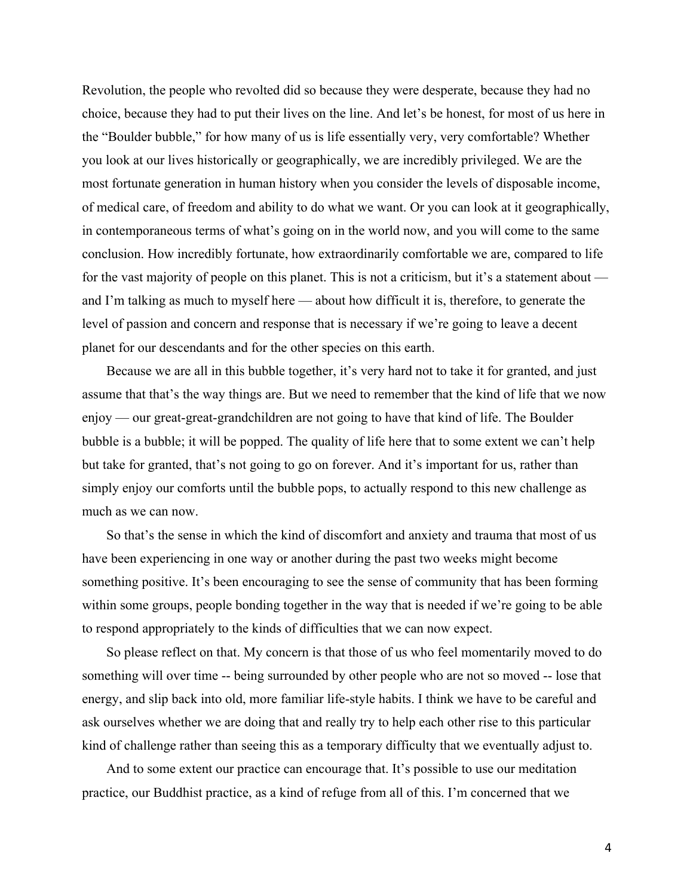Revolution, the people who revolted did so because they were desperate, because they had no choice, because they had to put their lives on the line. And let's be honest, for most of us here in the "Boulder bubble," for how many of us is life essentially very, very comfortable? Whether you look at our lives historically or geographically, we are incredibly privileged. We are the most fortunate generation in human history when you consider the levels of disposable income, of medical care, of freedom and ability to do what we want. Or you can look at it geographically, in contemporaneous terms of what's going on in the world now, and you will come to the same conclusion. How incredibly fortunate, how extraordinarily comfortable we are, compared to life for the vast majority of people on this planet. This is not a criticism, but it's a statement about — and I'm talking as much to myself here — about how difficult it is, therefore, to generate the level of passion and concern and response that is necessary if we're going to leave a decent planet for our descendants and for the other species on this earth.

Because we are all in this bubble together, it's very hard not to take it for granted, and just assume that that's the way things are. But we need to remember that the kind of life that we now enjoy — our great-great-grandchildren are not going to have that kind of life. The Boulder bubble is a bubble; it will be popped. The quality of life here that to some extent we can't help but take for granted, that's not going to go on forever. And it's important for us, rather than simply enjoy our comforts until the bubble pops, to actually respond to this new challenge as much as we can now.

So that's the sense in which the kind of discomfort and anxiety and trauma that most of us have been experiencing in one way or another during the past two weeks might become something positive. It's been encouraging to see the sense of community that has been forming within some groups, people bonding together in the way that is needed if we're going to be able to respond appropriately to the kinds of difficulties that we can now expect.

So please reflect on that. My concern is that those of us who feel momentarily moved to do something will over time -- being surrounded by other people who are not so moved -- lose that energy, and slip back into old, more familiar life-style habits. I think we have to be careful and ask ourselves whether we are doing that and really try to help each other rise to this particular kind of challenge rather than seeing this as a temporary difficulty that we eventually adjust to.

And to some extent our practice can encourage that. It's possible to use our meditation practice, our Buddhist practice, as a kind of refuge from all of this. I'm concerned that we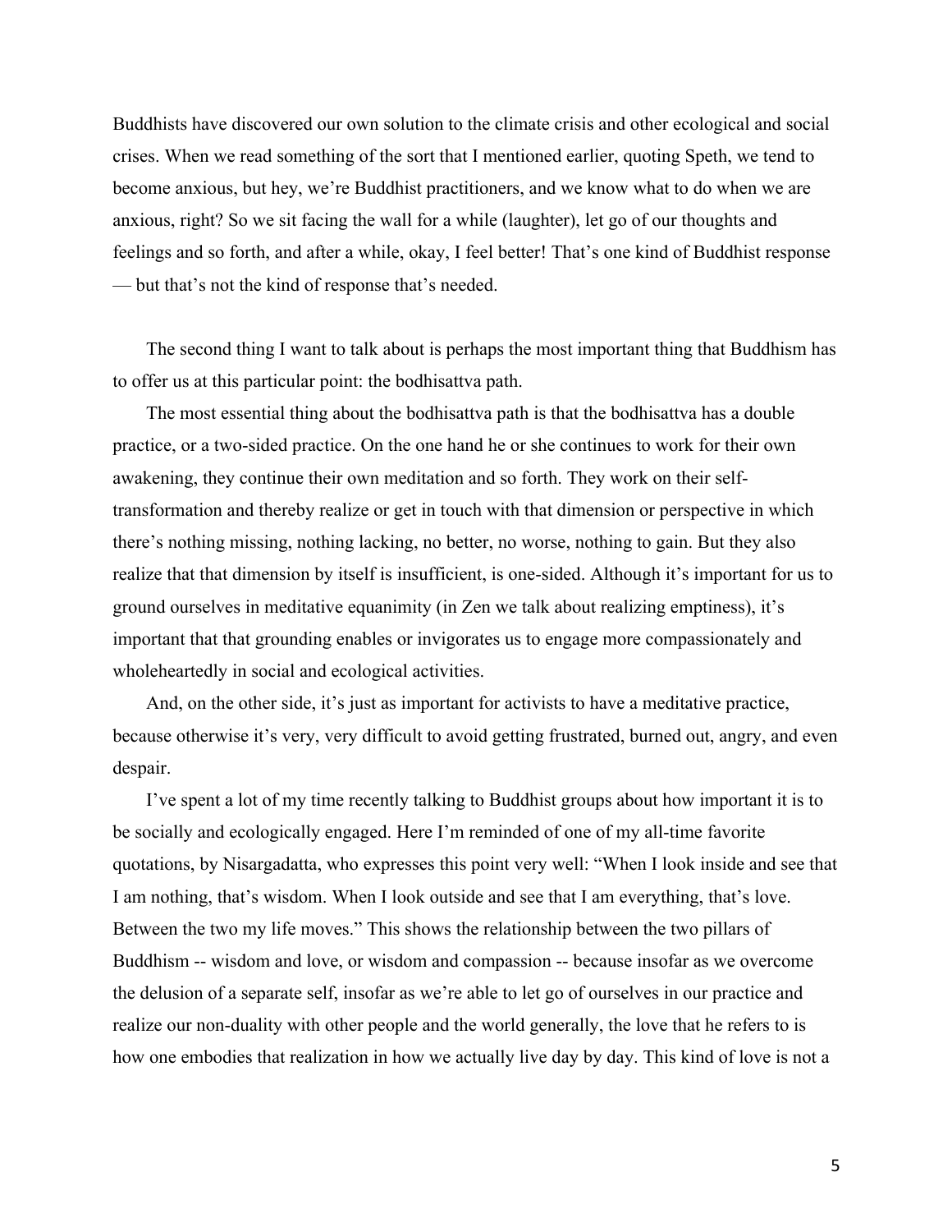Buddhists have discovered our own solution to the climate crisis and other ecological and social crises. When we read something of the sort that I mentioned earlier, quoting Speth, we tend to become anxious, but hey, we're Buddhist practitioners, and we know what to do when we are anxious, right? So we sit facing the wall for a while (laughter), let go of our thoughts and feelings and so forth, and after a while, okay, I feel better! That's one kind of Buddhist response — but that's not the kind of response that's needed.

The second thing I want to talk about is perhaps the most important thing that Buddhism has to offer us at this particular point: the bodhisattva path.

The most essential thing about the bodhisattva path is that the bodhisattva has a double practice, or a two-sided practice. On the one hand he or she continues to work for their own awakening, they continue their own meditation and so forth. They work on their self-transformation and thereby realize or get in touch with that dimension or perspective in which there's nothing missing, nothing lacking, no better, no worse, nothing to gain. But they also realize that that dimension by itself is insufficient, is one-sided. Although it's important for us to ground ourselves in meditative equanimity (in Zen we talk about realizing emptiness), it's important that that grounding enables or invigorates us to engage more compassionately and wholeheartedly in social and ecological activities.

And, on the other side, it's just as important for activists to have a meditative practice, because otherwise it's very, very difficult to avoid getting frustrated, burned out, angry, and even despair.

I've spent a lot of my time recently talking to Buddhist groups about how important it is to be socially and ecologically engaged. Here I'm reminded of one of my all-time favorite quotations, by Nisargadatta, who expresses this point very well: "When I look inside and see that I am nothing, that's wisdom. When I look outside and see that I am everything, that's love. Between the two my life moves." This shows the relationship between the two pillars of Buddhism -- wisdom and love, or wisdom and compassion -- because insofar as we overcome the delusion of a separate self, insofar as we're able to let go of ourselves in our practice and realize our non-duality with other people and the world generally, the love that he refers to is how one embodies that realization in how we actually live day by day. This kind of love is not a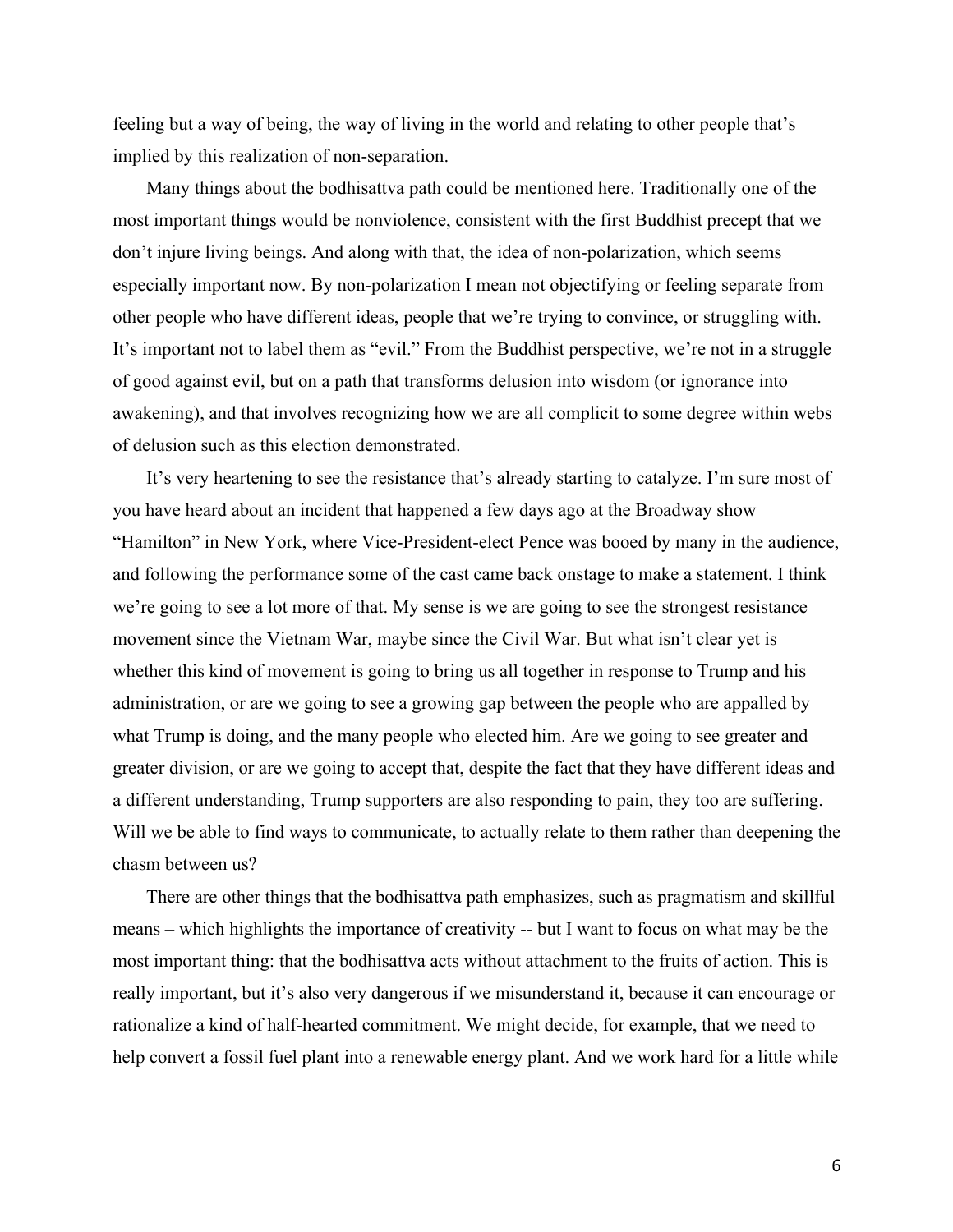feeling but a way of being, the way of living in the world and relating to other people that's implied by this realization of non-separation.

Many things about the bodhisattva path could be mentioned here. Traditionally one of the most important things would be nonviolence, consistent with the first Buddhist precept that we don't injure living beings. And along with that, the idea of non-polarization, which seems especially important now. By non-polarization I mean not objectifying or feeling separate from other people who have different ideas, people that we're trying to convince, or struggling with. It's important not to label them as "evil." From the Buddhist perspective, we're not in a struggle of good against evil, but on a path that transforms delusion into wisdom (or ignorance into awakening), and that involves recognizing how we are all complicit to some degree within webs of delusion such as this election demonstrated.

It's very heartening to see the resistance that's already starting to catalyze. I'm sure most of you have heard about an incident that happened a few days ago at the Broadway show "Hamilton" in New York, where Vice-President-elect Pence was booed by many in the audience, and following the performance some of the cast came back onstage to make a statement. I think we're going to see a lot more of that. My sense is we are going to see the strongest resistance movement since the Vietnam War, maybe since the Civil War. But what isn't clear yet is whether this kind of movement is going to bring us all together in response to Trump and his administration, or are we going to see a growing gap between the people who are appalled by what Trump is doing, and the many people who elected him. Are we going to see greater and greater division, or are we going to accept that, despite the fact that they have different ideas and a different understanding, Trump supporters are also responding to pain, they too are suffering. Will we be able to find ways to communicate, to actually relate to them rather than deepening the chasm between us?

There are other things that the bodhisattva path emphasizes, such as pragmatism and skillful means – which highlights the importance of creativity -- but I want to focus on what may be the most important thing: that the bodhisattva acts without attachment to the fruits of action. This is really important, but it's also very dangerous if we misunderstand it, because it can encourage or rationalize a kind of half-hearted commitment. We might decide, for example, that we need to help convert a fossil fuel plant into a renewable energy plant. And we work hard for a little while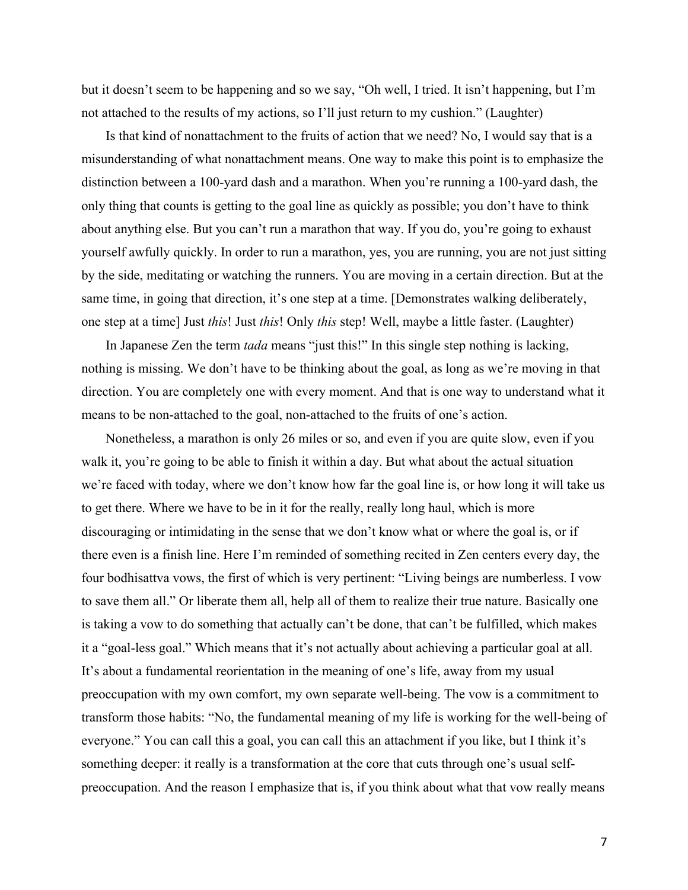but it doesn't seem to be happening and so we say, "Oh well, I tried. It isn't happening, but I'm not attached to the results of my actions, so I'll just return to my cushion." (Laughter)

Is that kind of nonattachment to the fruits of action that we need? No, I would say that is a misunderstanding of what nonattachment means. One way to make this point is to emphasize the distinction between a 100-yard dash and a marathon. When you're running a 100-yard dash, the only thing that counts is getting to the goal line as quickly as possible; you don't have to think about anything else. But you can't run a marathon that way. If you do, you're going to exhaust yourself awfully quickly. In order to run a marathon, yes, you are running, you are not just sitting by the side, meditating or watching the runners. You are moving in a certain direction. But at the same time, in going that direction, it's one step at a time. [Demonstrates walking deliberately, one step at a time] Just *this*! Just *this*! Only *this* step! Well, maybe a little faster. (Laughter)

In Japanese Zen the term *tada* means "just this!" In this single step nothing is lacking, nothing is missing. We don't have to be thinking about the goal, as long as we're moving in that direction. You are completely one with every moment. And that is one way to understand what it means to be non-attached to the goal, non-attached to the fruits of one's action.

Nonetheless, a marathon is only 26 miles or so, and even if you are quite slow, even if you walk it, you're going to be able to finish it within a day. But what about the actual situation we're faced with today, where we don't know how far the goal line is, or how long it will take us to get there. Where we have to be in it for the really, really long haul, which is more discouraging or intimidating in the sense that we don't know what or where the goal is, or if there even is a finish line. Here I'm reminded of something recited in Zen centers every day, the four bodhisattva vows, the first of which is very pertinent: "Living beings are numberless. I vow to save them all." Or liberate them all, help all of them to realize their true nature. Basically one is taking a vow to do something that actually can't be done, that can't be fulfilled, which makes it a "goal-less goal." Which means that it's not actually about achieving a particular goal at all. It's about a fundamental reorientation in the meaning of one's life, away from my usual preoccupation with my own comfort, my own separate well-being. The vow is a commitment to transform those habits: "No, the fundamental meaning of my life is working for the well-being of everyone." You can call this a goal, you can call this an attachment if you like, but I think it's something deeper: it really is a transformation at the core that cuts through one's usual self-preoccupation. And the reason I emphasize that is, if you think about what that vow really means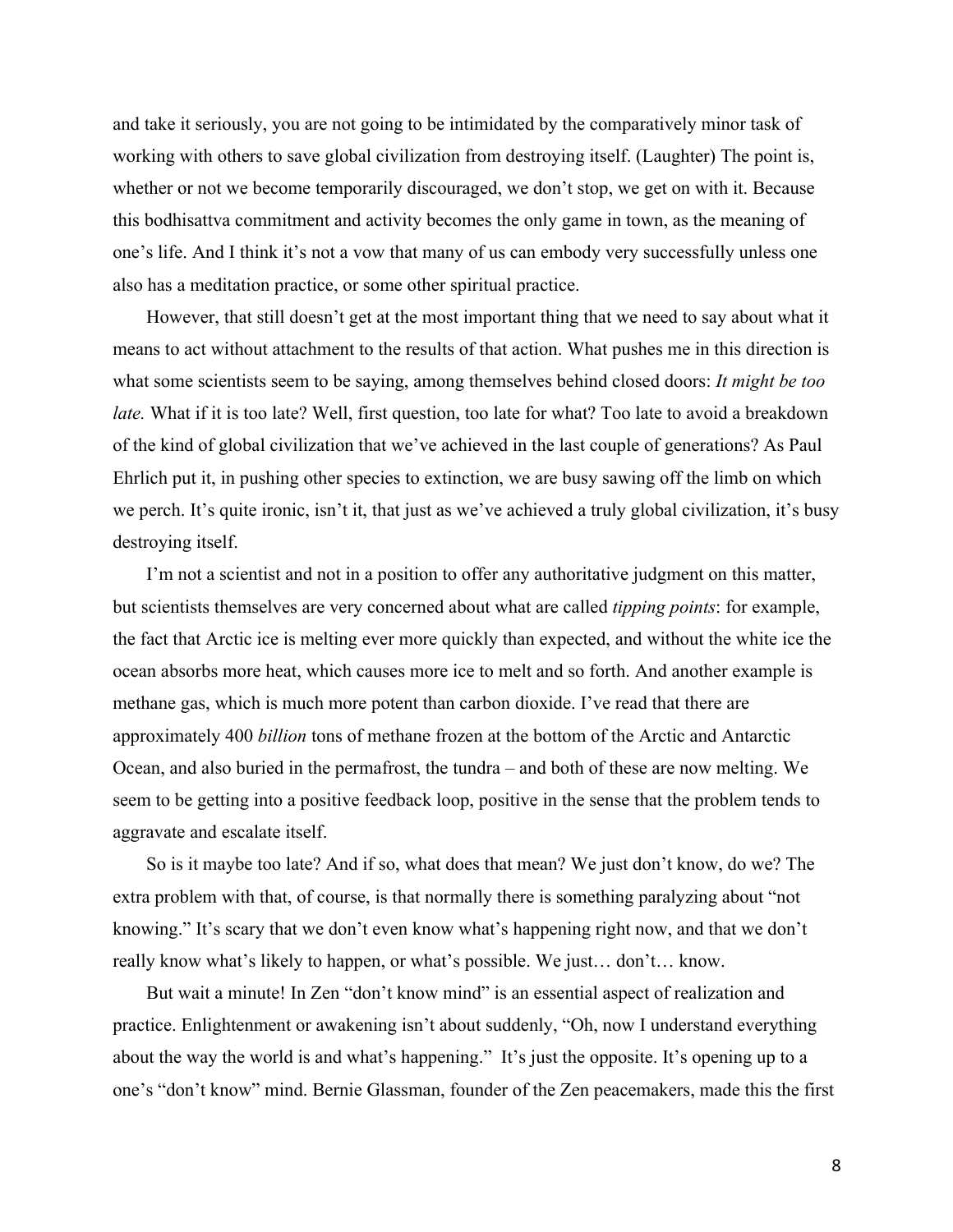and take it seriously, you are not going to be intimidated by the comparatively minor task of working with others to save global civilization from destroying itself. (Laughter) The point is, whether or not we become temporarily discouraged, we don't stop, we get on with it. Because this bodhisattva commitment and activity becomes the only game in town, as the meaning of one's life. And I think it's not a vow that many of us can embody very successfully unless one also has a meditation practice, or some other spiritual practice.

However, that still doesn't get at the most important thing that we need to say about what it means to act without attachment to the results of that action. What pushes me in this direction is what some scientists seem to be saying, among themselves behind closed doors: *It might be too late.* What if it is too late? Well, first question, too late for what? Too late to avoid a breakdown of the kind of global civilization that we've achieved in the last couple of generations? As Paul Ehrlich put it, in pushing other species to extinction, we are busy sawing off the limb on which we perch. It's quite ironic, isn't it, that just as we've achieved a truly global civilization, it's busy destroying itself.

I'm not a scientist and not in a position to offer any authoritative judgment on this matter, but scientists themselves are very concerned about what are called *tipping points*: for example, the fact that Arctic ice is melting ever more quickly than expected, and without the white ice the ocean absorbs more heat, which causes more ice to melt and so forth. And another example is methane gas, which is much more potent than carbon dioxide. I've read that there are approximately 400 *billion* tons of methane frozen at the bottom of the Arctic and Antarctic Ocean, and also buried in the permafrost, the tundra – and both of these are now melting. We seem to be getting into a positive feedback loop, positive in the sense that the problem tends to aggravate and escalate itself.

So is it maybe too late? And if so, what does that mean? We just don't know, do we? The extra problem with that, of course, is that normally there is something paralyzing about "not knowing." It's scary that we don't even know what's happening right now, and that we don't really know what's likely to happen, or what's possible. We just… don't… know.

But wait a minute! In Zen "don't know mind" is an essential aspect of realization and practice. Enlightenment or awakening isn't about suddenly, "Oh, now I understand everything about the way the world is and what's happening." It's just the opposite. It's opening up to a one's "don't know" mind. Bernie Glassman, founder of the Zen peacemakers, made this the first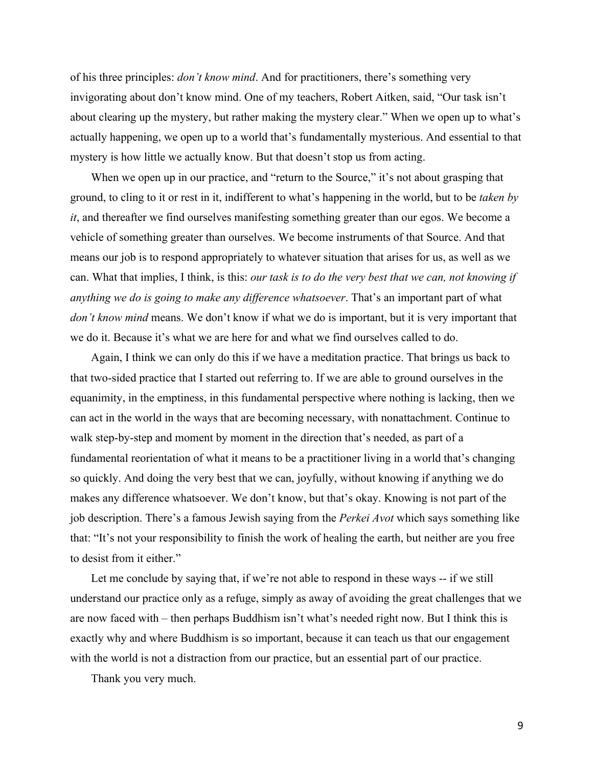of his three principles: *don't know mind*. And for practitioners, there's something very invigorating about don't know mind. One of my teachers, Robert Aitken, said, "Our task isn't about clearing up the mystery, but rather making the mystery clear." When we open up to what's actually happening, we open up to a world that's fundamentally mysterious. And essential to that mystery is how little we actually know. But that doesn't stop us from acting.

When we open up in our practice, and "return to the Source," it's not about grasping that ground, to cling to it or rest in it, indifferent to what's happening in the world, but to be *taken by it*, and thereafter we find ourselves manifesting something greater than our egos. We become a vehicle of something greater than ourselves. We become instruments of that Source. And that means our job is to respond appropriately to whatever situation that arises for us, as well as we can. What that implies, I think, is this: *our task is to do the very best that we can, not knowing if anything we do is going to make any difference whatsoever*. That's an important part of what *don't know mind* means. We don't know if what we do is important, but it is very important that we do it. Because it's what we are here for and what we find ourselves called to do.

Again, I think we can only do this if we have a meditation practice. That brings us back to that two-sided practice that I started out referring to. If we are able to ground ourselves in the equanimity, in the emptiness, in this fundamental perspective where nothing is lacking, then we can act in the world in the ways that are becoming necessary, with nonattachment. Continue to walk step-by-step and moment by moment in the direction that's needed, as part of a fundamental reorientation of what it means to be a practitioner living in a world that's changing so quickly. And doing the very best that we can, joyfully, without knowing if anything we do makes any difference whatsoever. We don't know, but that's okay. Knowing is not part of the job description. There's a famous Jewish saying from the *Perkei Avot* which says something like that: "It's not your responsibility to finish the work of healing the earth, but neither are you free to desist from it either."

Let me conclude by saying that, if we're not able to respond in these ways -- if we still understand our practice only as a refuge, simply as away of avoiding the great challenges that we are now faced with – then perhaps Buddhism isn't what's needed right now. But I think this is exactly why and where Buddhism is so important, because it can teach us that our engagement with the world is not a distraction from our practice, but an essential part of our practice.

Thank you very much.